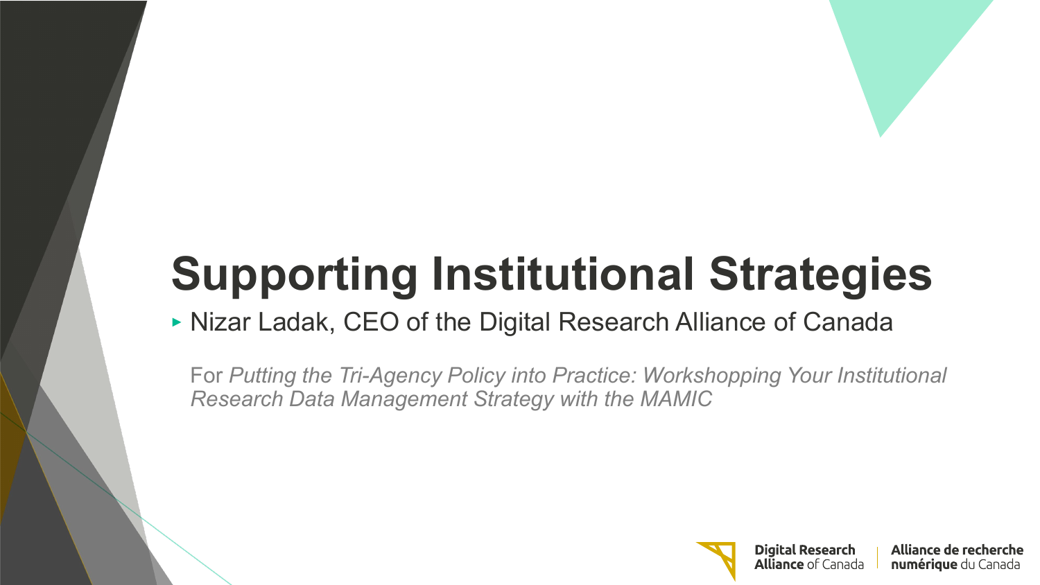# Supporting Institutional Strategies

- Nizar Ladak, CEO of the Digital Research Alliance of Canada

For *Putting the Tri-Agency Policy into Practice: Workshopping Your Institutional Research Data Management Strategy with the MAMIC*

**Digital Research Alliance** of Canada | **Alliance de recherche numérique** du Canada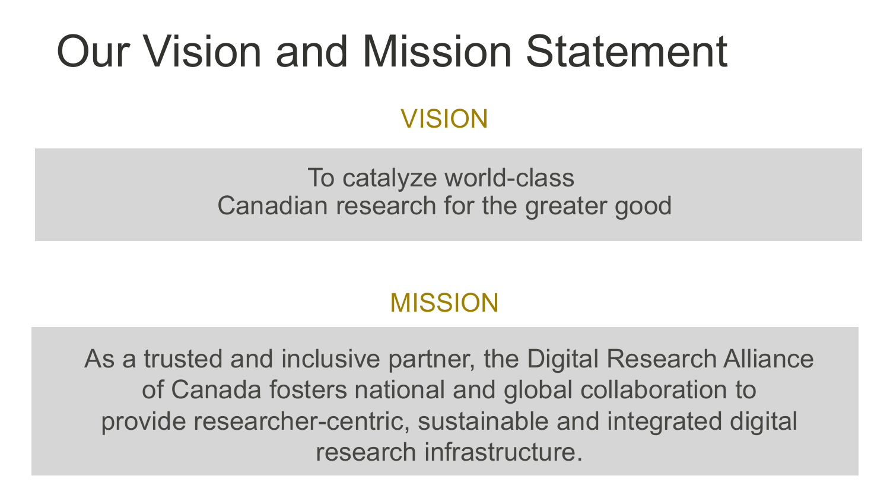# Our Vision and Mission Statement

## VISION

To catalyze world-class Canadian research for the greater good

## MISSION

As a trusted and inclusive partner, the Digital Research Alliance of Canada fosters national and global collaboration to provide researcher-centric, sustainable and integrated digital research infrastructure.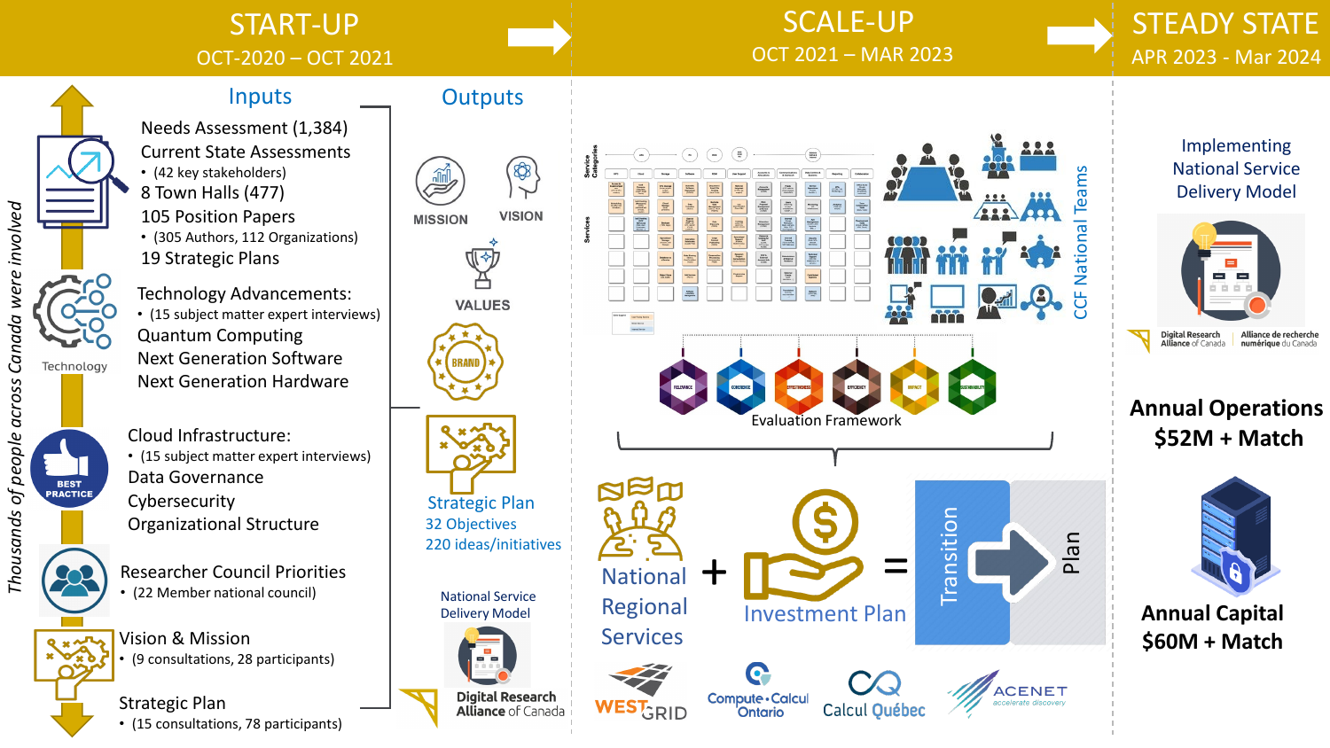# START-UP

OCT-2020 – OCT 2021

## Inputs

*Thousands of people across Canada were involved*

- Needs Assessment (1,384)
- Current State Assessments
  - (42 key stakeholders)
- 8 Town Halls (477)
- 105 Position Papers
  - (305 Authors, 112 Organizations)
- 19 Strategic Plans

Technology

- Technology Advancements:
  - (15 subject matter expert interviews)
- Quantum Computing
- Next Generation Software
- Next Generation Hardware

BEST PRACTICE

- Cloud Infrastructure:
  - (15 subject matter expert interviews)
- Data Governance
- Cybersecurity
- Organizational Structure

- Researcher Council Priorities
  - (22 Member national council)
- Vision & Mission
  - (9 consultations, 28 participants)
- Strategic Plan
  - (15 consultations, 78 participants)

## Outputs

- MISSION
- VISION
- VALUES
- BRAND
- Strategic Plan
  - 32 Objectives
  - 220 ideas/initiatives
- National Service Delivery Model

Digital Research Alliance of Canada

# SCALE-UP

OCT 2021 – MAR 2023

Service Categories

Services

CCF National Teams

Evaluation Framework: RELEVANCE, COHERENCE, EFFECTIVENESS, EFFICIENCY, IMPACT, SUSTAINABILITY

National Regional Services + Investment Plan = Transition Plan

WESTGRID · Compute Calcul Ontario · Calcul Québec · ACENET accelerate discovery

# STEADY STATE

APR 2023 - Mar 2024

Implementing National Service Delivery Model

Digital Research Alliance of Canada | Alliance de recherche numérique du Canada

**Annual Operations $52M + Match**

**Annual Capital $60M + Match**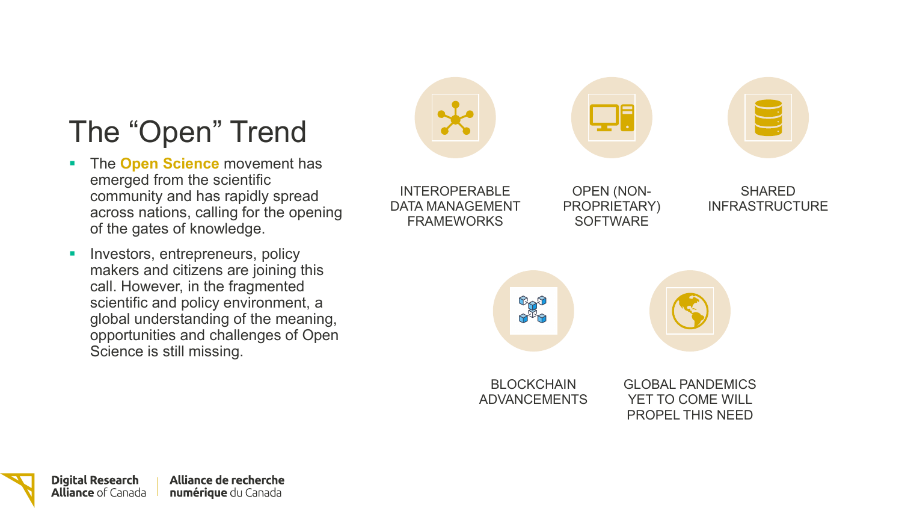# The “Open” Trend

- The **Open Science** movement has emerged from the scientific community and has rapidly spread across nations, calling for the opening of the gates of knowledge.
- Investors, entrepreneurs, policy makers and citizens are joining this call. However, in the fragmented scientific and policy environment, a global understanding of the meaning, opportunities and challenges of Open Science is still missing.

INTEROPERABLE DATA MANAGEMENT FRAMEWORKS

OPEN (NON-PROPRIETARY) SOFTWARE

SHARED INFRASTRUCTURE

BLOCKCHAIN ADVANCEMENTS

GLOBAL PANDEMICS YET TO COME WILL PROPEL THIS NEED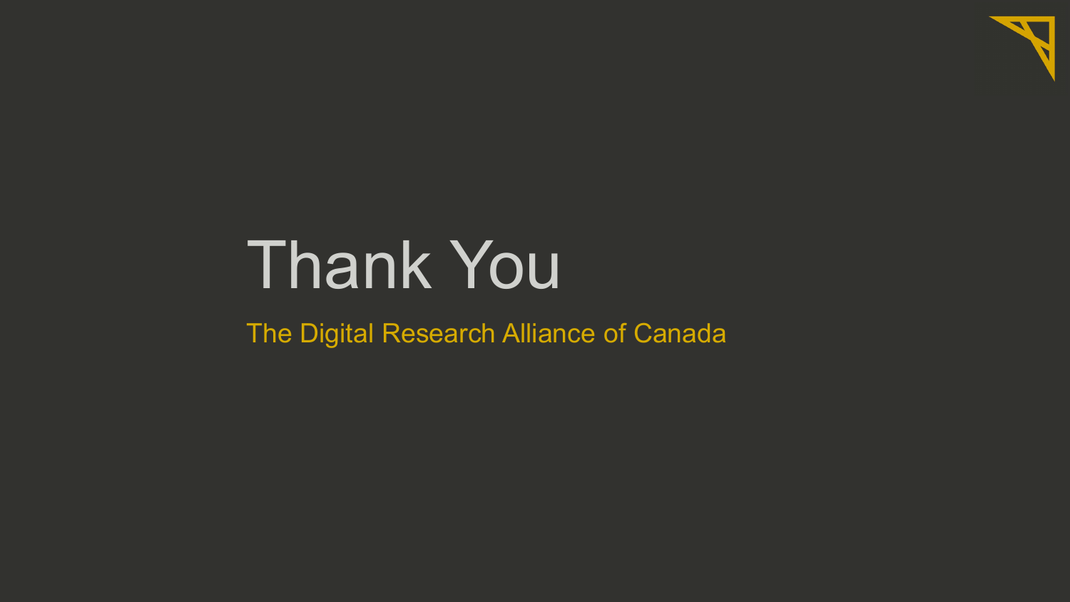# Thank You

The Digital Research Alliance of Canada